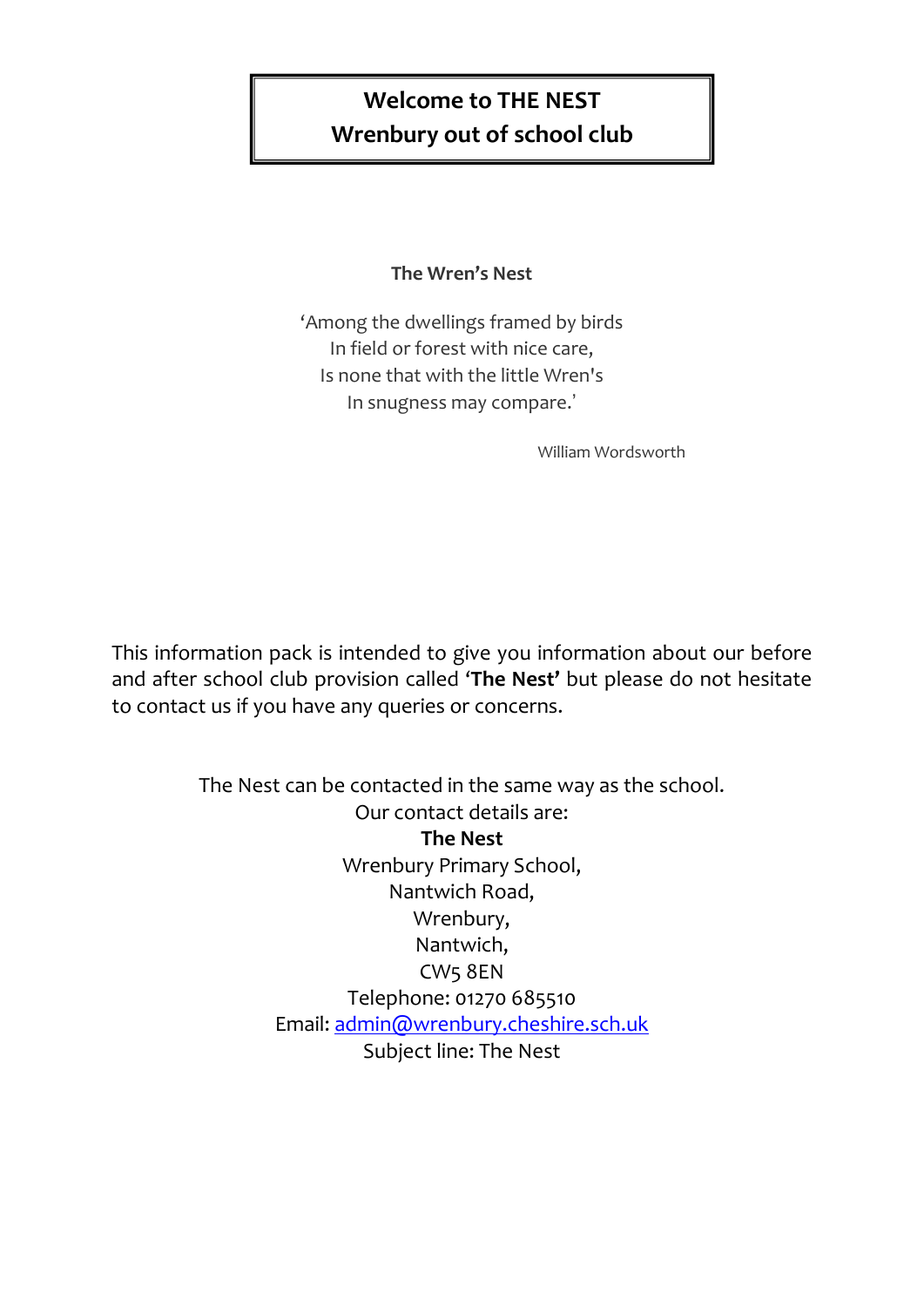# Welcome to THE NEST
# Wrenbury out of school club

**The Wren's Nest**

'Among the dwellings framed by birds  
In field or forest with nice care,  
Is none that with the little Wren's  
In snugness may compare.'

William Wordsworth

This information pack is intended to give you information about our before and after school club provision called **'The Nest'** but please do not hesitate to contact us if you have any queries or concerns.

The Nest can be contacted in the same way as the school.  
Our contact details are:  
**The Nest**  
Wrenbury Primary School,  
Nantwich Road,  
Wrenbury,  
Nantwich,  
CW5 8EN  
Telephone: 01270 685510  
Email: admin@wrenbury.cheshire.sch.uk  
Subject line: The Nest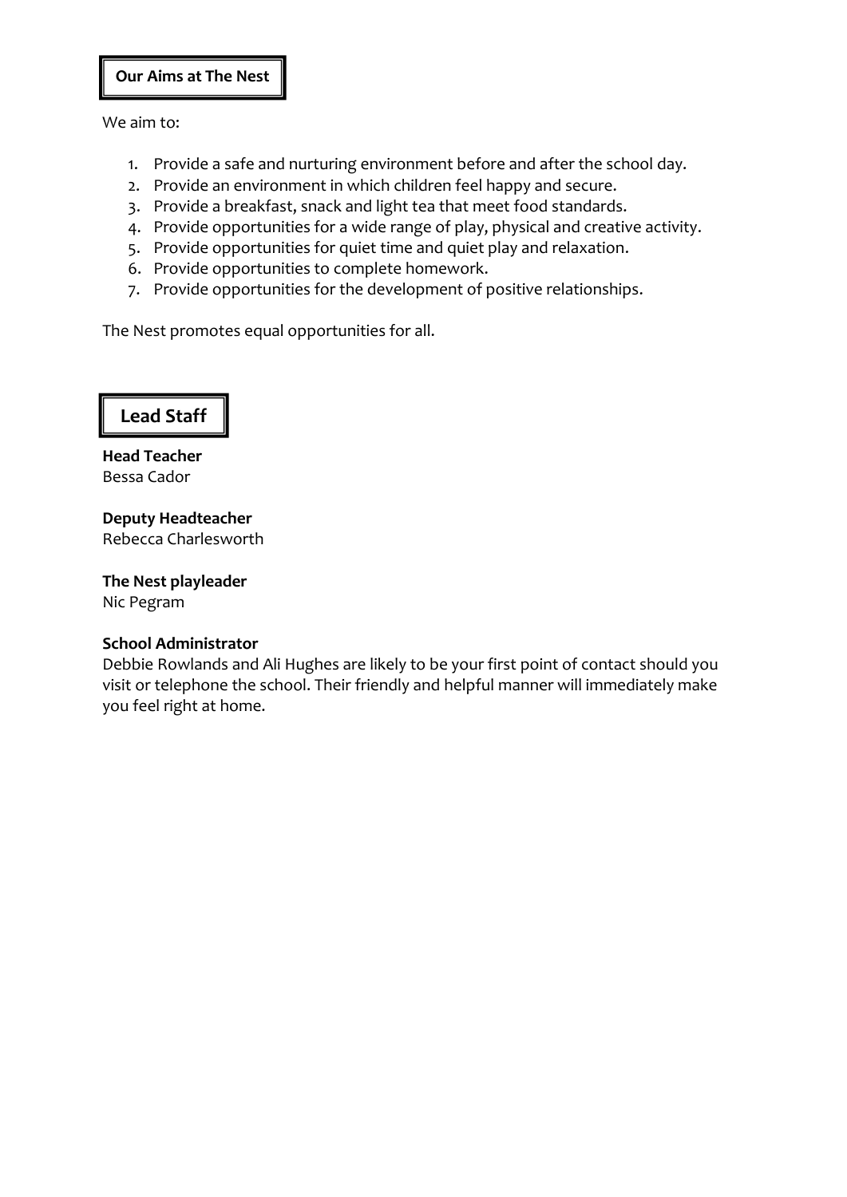## Our Aims at The Nest

We aim to:

1. Provide a safe and nurturing environment before and after the school day.
2. Provide an environment in which children feel happy and secure.
3. Provide a breakfast, snack and light tea that meet food standards.
4. Provide opportunities for a wide range of play, physical and creative activity.
5. Provide opportunities for quiet time and quiet play and relaxation.
6. Provide opportunities to complete homework.
7. Provide opportunities for the development of positive relationships.

The Nest promotes equal opportunities for all.

## Lead Staff

**Head Teacher**
Bessa Cador

**Deputy Headteacher**
Rebecca Charlesworth

**The Nest playleader**
Nic Pegram

**School Administrator**
Debbie Rowlands and Ali Hughes are likely to be your first point of contact should you visit or telephone the school. Their friendly and helpful manner will immediately make you feel right at home.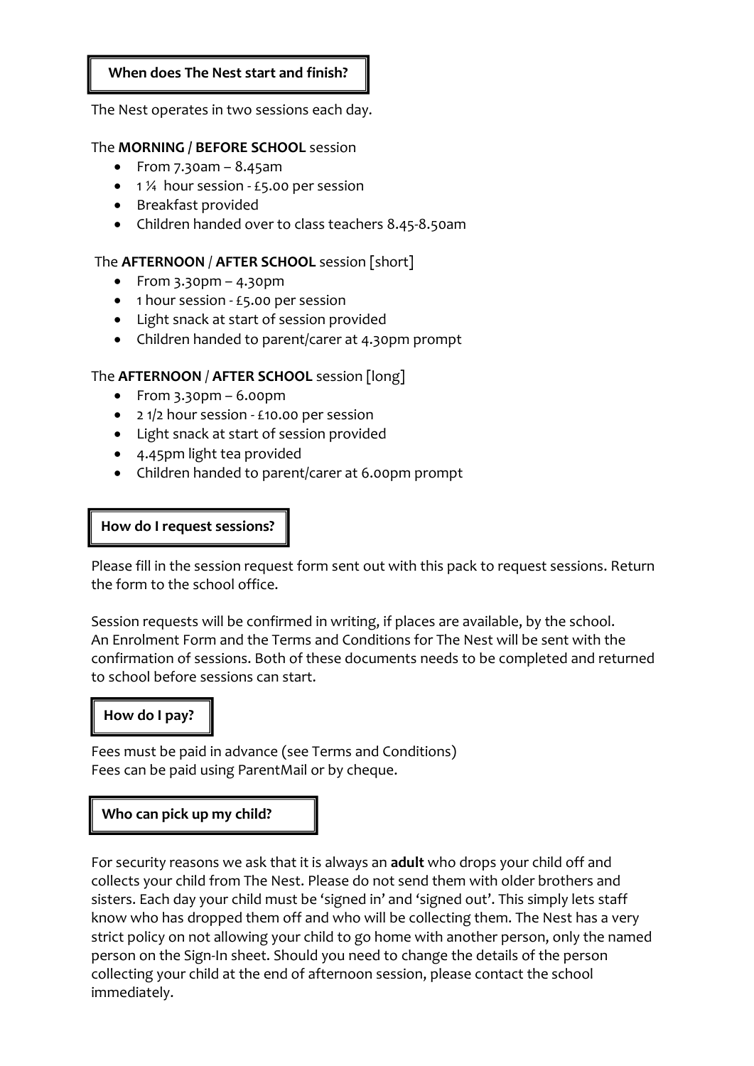## When does The Nest start and finish?

The Nest operates in two sessions each day.

The **MORNING / BEFORE SCHOOL** session

- From 7.30am – 8.45am
- 1 ¼ hour session - £5.00 per session
- Breakfast provided
- Children handed over to class teachers 8.45-8.50am

The **AFTERNOON** / **AFTER SCHOOL** session [short]

- From 3.30pm – 4.30pm
- 1 hour session - £5.00 per session
- Light snack at start of session provided
- Children handed to parent/carer at 4.30pm prompt

The **AFTERNOON** / **AFTER SCHOOL** session [long]

- From 3.30pm – 6.00pm
- 2 1/2 hour session - £10.00 per session
- Light snack at start of session provided
- 4.45pm light tea provided
- Children handed to parent/carer at 6.00pm prompt

## How do I request sessions?

Please fill in the session request form sent out with this pack to request sessions. Return the form to the school office.

Session requests will be confirmed in writing, if places are available, by the school. An Enrolment Form and the Terms and Conditions for The Nest will be sent with the confirmation of sessions. Both of these documents needs to be completed and returned to school before sessions can start.

## How do I pay?

Fees must be paid in advance (see Terms and Conditions)
Fees can be paid using ParentMail or by cheque.

## Who can pick up my child?

For security reasons we ask that it is always an **adult** who drops your child off and collects your child from The Nest. Please do not send them with older brothers and sisters. Each day your child must be 'signed in' and 'signed out'. This simply lets staff know who has dropped them off and who will be collecting them. The Nest has a very strict policy on not allowing your child to go home with another person, only the named person on the Sign-In sheet. Should you need to change the details of the person collecting your child at the end of afternoon session, please contact the school immediately.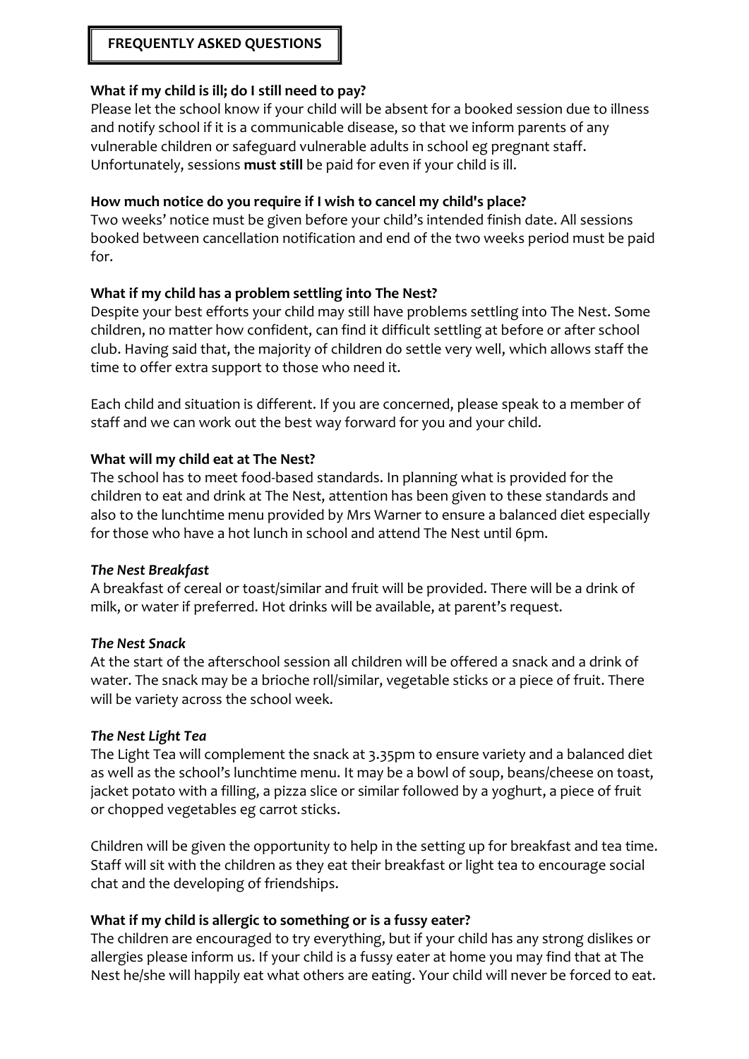## FREQUENTLY ASKED QUESTIONS

**What if my child is ill; do I still need to pay?**

Please let the school know if your child will be absent for a booked session due to illness and notify school if it is a communicable disease, so that we inform parents of any vulnerable children or safeguard vulnerable adults in school eg pregnant staff. Unfortunately, sessions **must still** be paid for even if your child is ill.

**How much notice do you require if I wish to cancel my child's place?**

Two weeks' notice must be given before your child's intended finish date. All sessions booked between cancellation notification and end of the two weeks period must be paid for.

**What if my child has a problem settling into The Nest?**

Despite your best efforts your child may still have problems settling into The Nest. Some children, no matter how confident, can find it difficult settling at before or after school club. Having said that, the majority of children do settle very well, which allows staff the time to offer extra support to those who need it.

Each child and situation is different. If you are concerned, please speak to a member of staff and we can work out the best way forward for you and your child.

**What will my child eat at The Nest?**

The school has to meet food-based standards. In planning what is provided for the children to eat and drink at The Nest, attention has been given to these standards and also to the lunchtime menu provided by Mrs Warner to ensure a balanced diet especially for those who have a hot lunch in school and attend The Nest until 6pm.

***The Nest Breakfast***

A breakfast of cereal or toast/similar and fruit will be provided. There will be a drink of milk, or water if preferred. Hot drinks will be available, at parent's request.

***The Nest Snack***

At the start of the afterschool session all children will be offered a snack and a drink of water. The snack may be a brioche roll/similar, vegetable sticks or a piece of fruit. There will be variety across the school week.

***The Nest Light Tea***

The Light Tea will complement the snack at 3.35pm to ensure variety and a balanced diet as well as the school's lunchtime menu. It may be a bowl of soup, beans/cheese on toast, jacket potato with a filling, a pizza slice or similar followed by a yoghurt, a piece of fruit or chopped vegetables eg carrot sticks.

Children will be given the opportunity to help in the setting up for breakfast and tea time. Staff will sit with the children as they eat their breakfast or light tea to encourage social chat and the developing of friendships.

**What if my child is allergic to something or is a fussy eater?**

The children are encouraged to try everything, but if your child has any strong dislikes or allergies please inform us. If your child is a fussy eater at home you may find that at The Nest he/she will happily eat what others are eating. Your child will never be forced to eat.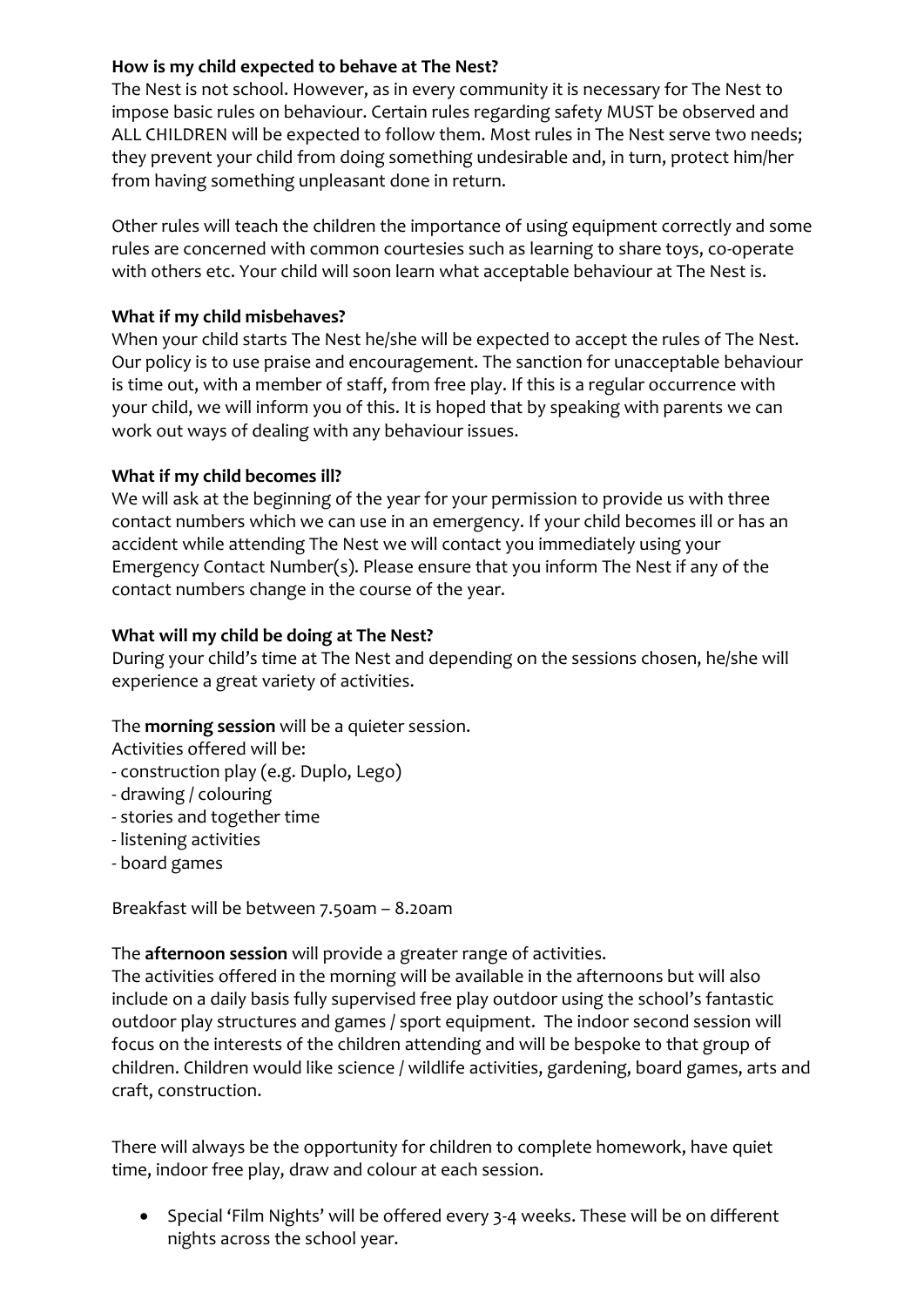**How is my child expected to behave at The Nest?**

The Nest is not school. However, as in every community it is necessary for The Nest to impose basic rules on behaviour. Certain rules regarding safety MUST be observed and ALL CHILDREN will be expected to follow them. Most rules in The Nest serve two needs; they prevent your child from doing something undesirable and, in turn, protect him/her from having something unpleasant done in return.

Other rules will teach the children the importance of using equipment correctly and some rules are concerned with common courtesies such as learning to share toys, co-operate with others etc. Your child will soon learn what acceptable behaviour at The Nest is.

**What if my child misbehaves?**

When your child starts The Nest he/she will be expected to accept the rules of The Nest. Our policy is to use praise and encouragement. The sanction for unacceptable behaviour is time out, with a member of staff, from free play. If this is a regular occurrence with your child, we will inform you of this. It is hoped that by speaking with parents we can work out ways of dealing with any behaviour issues.

**What if my child becomes ill?**

We will ask at the beginning of the year for your permission to provide us with three contact numbers which we can use in an emergency. If your child becomes ill or has an accident while attending The Nest we will contact you immediately using your Emergency Contact Number(s). Please ensure that you inform The Nest if any of the contact numbers change in the course of the year.

**What will my child be doing at The Nest?**

During your child's time at The Nest and depending on the sessions chosen, he/she will experience a great variety of activities.

The **morning session** will be a quieter session.
Activities offered will be:

- construction play (e.g. Duplo, Lego)
- drawing / colouring
- stories and together time
- listening activities
- board games

Breakfast will be between 7.50am – 8.20am

The **afternoon session** will provide a greater range of activities.
The activities offered in the morning will be available in the afternoons but will also include on a daily basis fully supervised free play outdoor using the school's fantastic outdoor play structures and games / sport equipment. The indoor second session will focus on the interests of the children attending and will be bespoke to that group of children. Children would like science / wildlife activities, gardening, board games, arts and craft, construction.

There will always be the opportunity for children to complete homework, have quiet time, indoor free play, draw and colour at each session.

- Special 'Film Nights' will be offered every 3-4 weeks. These will be on different nights across the school year.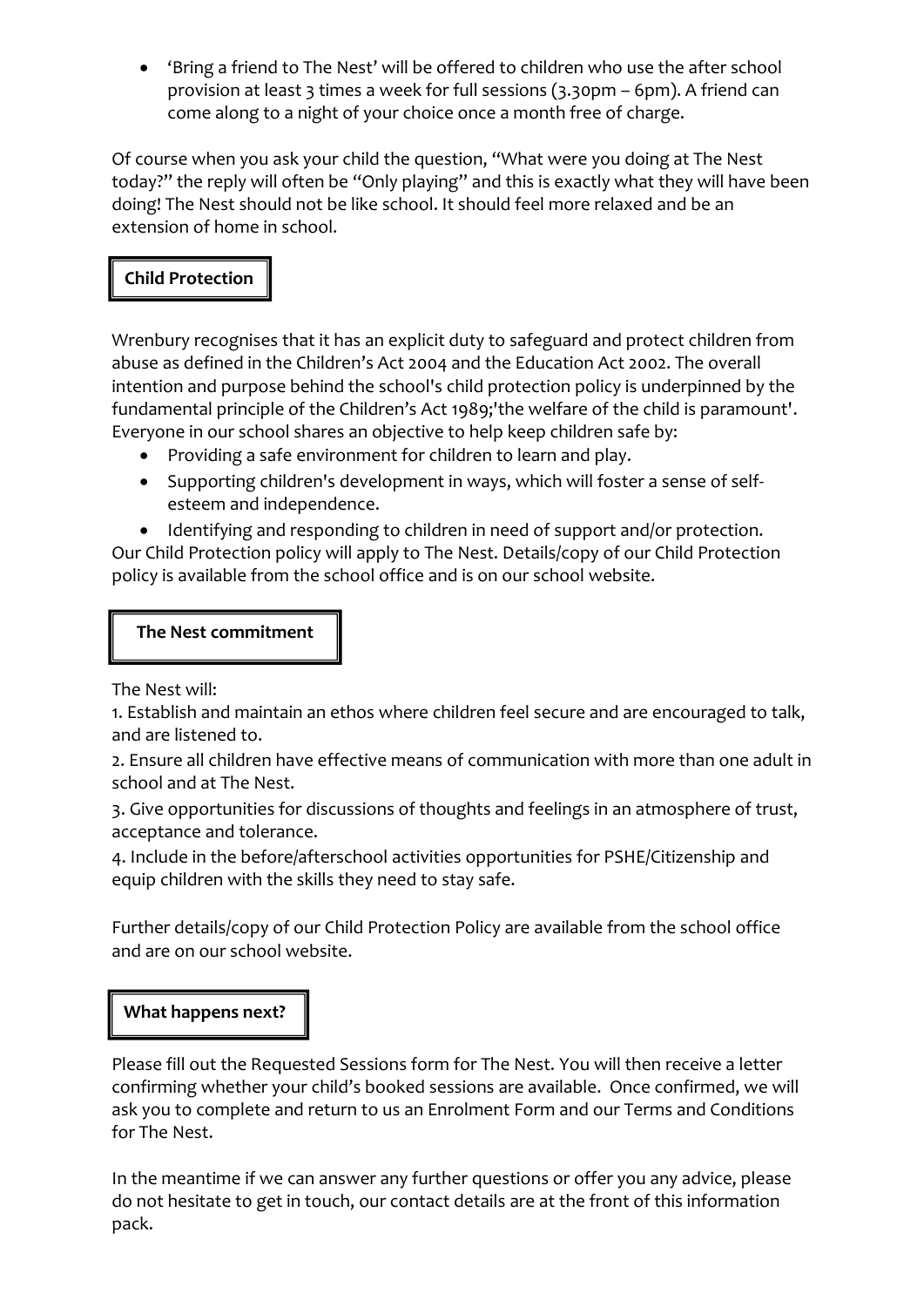- 'Bring a friend to The Nest' will be offered to children who use the after school provision at least 3 times a week for full sessions (3.30pm – 6pm). A friend can come along to a night of your choice once a month free of charge.

Of course when you ask your child the question, "What were you doing at The Nest today?" the reply will often be "Only playing" and this is exactly what they will have been doing! The Nest should not be like school. It should feel more relaxed and be an extension of home in school.

## Child Protection

Wrenbury recognises that it has an explicit duty to safeguard and protect children from abuse as defined in the Children's Act 2004 and the Education Act 2002. The overall intention and purpose behind the school's child protection policy is underpinned by the fundamental principle of the Children's Act 1989;'the welfare of the child is paramount'. Everyone in our school shares an objective to help keep children safe by:

- Providing a safe environment for children to learn and play.
- Supporting children's development in ways, which will foster a sense of self-esteem and independence.
- Identifying and responding to children in need of support and/or protection.

Our Child Protection policy will apply to The Nest. Details/copy of our Child Protection policy is available from the school office and is on our school website.

## The Nest commitment

The Nest will:

1. Establish and maintain an ethos where children feel secure and are encouraged to talk, and are listened to.
2. Ensure all children have effective means of communication with more than one adult in school and at The Nest.
3. Give opportunities for discussions of thoughts and feelings in an atmosphere of trust, acceptance and tolerance.
4. Include in the before/afterschool activities opportunities for PSHE/Citizenship and equip children with the skills they need to stay safe.

Further details/copy of our Child Protection Policy are available from the school office and are on our school website.

## What happens next?

Please fill out the Requested Sessions form for The Nest. You will then receive a letter confirming whether your child's booked sessions are available. Once confirmed, we will ask you to complete and return to us an Enrolment Form and our Terms and Conditions for The Nest.

In the meantime if we can answer any further questions or offer you any advice, please do not hesitate to get in touch, our contact details are at the front of this information pack.